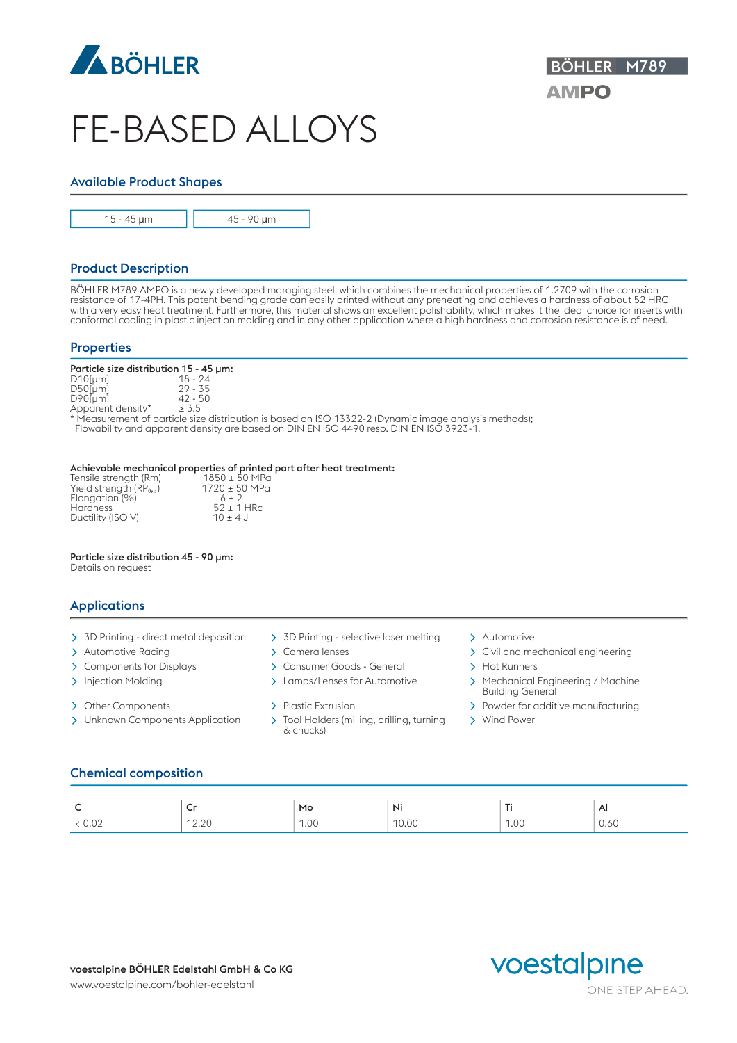BÖHLER M789

AMPO

# FE-BASED ALLOYS

## Available Product Shapes

| 15 - 45 µm | 45 - 90 µm |
|---|---|

## Product Description

BÖHLER M789 AMPO is a newly developed maraging steel, which combines the mechanical properties of 1.2709 with the corrosion resistance of 17-4PH. This patent bending grade can easily printed without any preheating and achieves a hardness of about 52 HRC with a very easy heat treatment. Furthermore, this material shows an excellent polishability, which makes it the ideal choice for inserts with conformal cooling in plastic injection molding and in any other application where a high hardness and corrosion resistance is of need.

## Properties

**Particle size distribution 15 - 45 µm:**

| | |
|---|---|
| D10[µm] | 18 - 24 |
| D50[µm] | 29 - 35 |
| D90[µm] | 42 - 50 |
| Apparent density* | ≥ 3.5 |

\* Measurement of particle size distribution is based on ISO 13322-2 (Dynamic image analysis methods); Flowability and apparent density are based on DIN EN ISO 4490 resp. DIN EN ISO 3923-1.

**Achievable mechanical properties of printed part after heat treatment:**

| | |
|---|---|
| Tensile strength (Rm) | 1850 ± 50 MPa |
| Yield strength ($RP_{0,2}$) | 1720 ± 50 MPa |
| Elongation (%) | 6 ± 2 |
| Hardness | 52 ± 1 HRc |
| Ductility (ISO V) | 10 ± 4 J |

**Particle size distribution 45 - 90 µm:**

Details on request

## Applications

- 3D Printing - direct metal deposition
- Automotive Racing
- Components for Displays
- Injection Molding
- Other Components
- Unknown Components Application
- 3D Printing - selective laser melting
- Camera lenses
- Consumer Goods - General
- Lamps/Lenses for Automotive
- Plastic Extrusion
- Tool Holders (milling, drilling, turning & chucks)
- Automotive
- Civil and mechanical engineering
- Hot Runners
- Mechanical Engineering / Machine Building General
- Powder for additive manufacturing
- Wind Power

## Chemical composition

| C | Cr | Mo | Ni | Ti | Al |
|---|---|---|---|---|---|
| < 0,02 | 12.20 | 1.00 | 10.00 | 1.00 | 0.60 |

**voestalpine BÖHLER Edelstahl GmbH & Co KG**

www.voestalpine.com/bohler-edelstahl

voestalpine

ONE STEP AHEAD.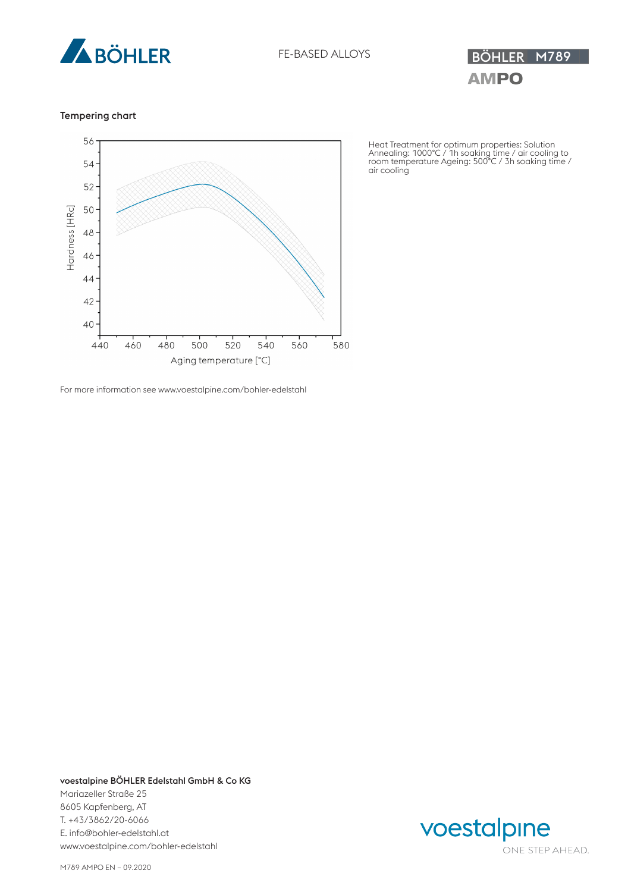## Tempering chart

Hardness [HRc]

56
54
52
50
48
46
44
42
40

440 460 480 500 520 540 560 580

Aging temperature [°C]

Heat Treatment for optimum properties: Solution Annealing: 1000°C / 1h soaking time / air cooling to room temperature Ageing: 500°C / 3h soaking time / air cooling

For more information see www.voestalpine.com/bohler-edelstahl

**voestalpine BÖHLER Edelstahl GmbH & Co KG**
Mariazeller Straße 25
8605 Kapfenberg, AT
T. +43/3862/20-6066
E. info@bohler-edelstahl.at
www.voestalpine.com/bohler-edelstahl

voestalpine
ONE STEP AHEAD.

M789 AMPO EN – 09.2020